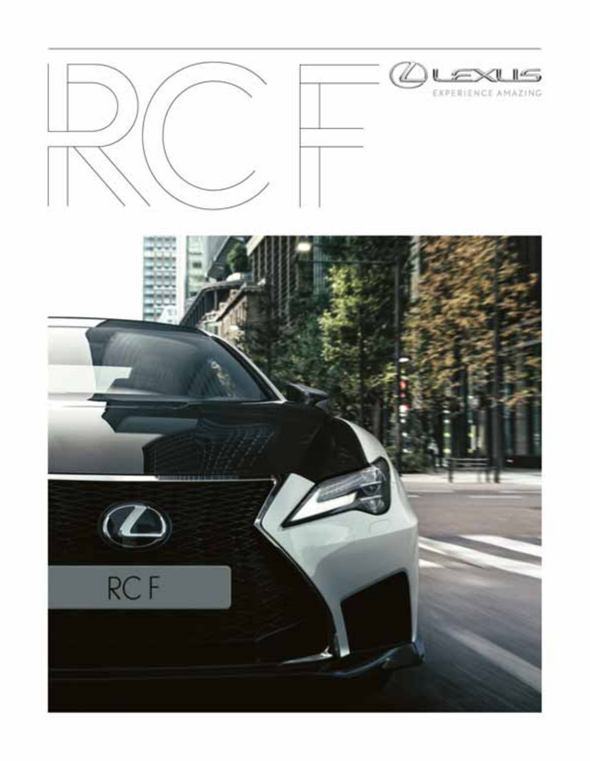# RC F

LEXUS

EXPERIENCE AMAZING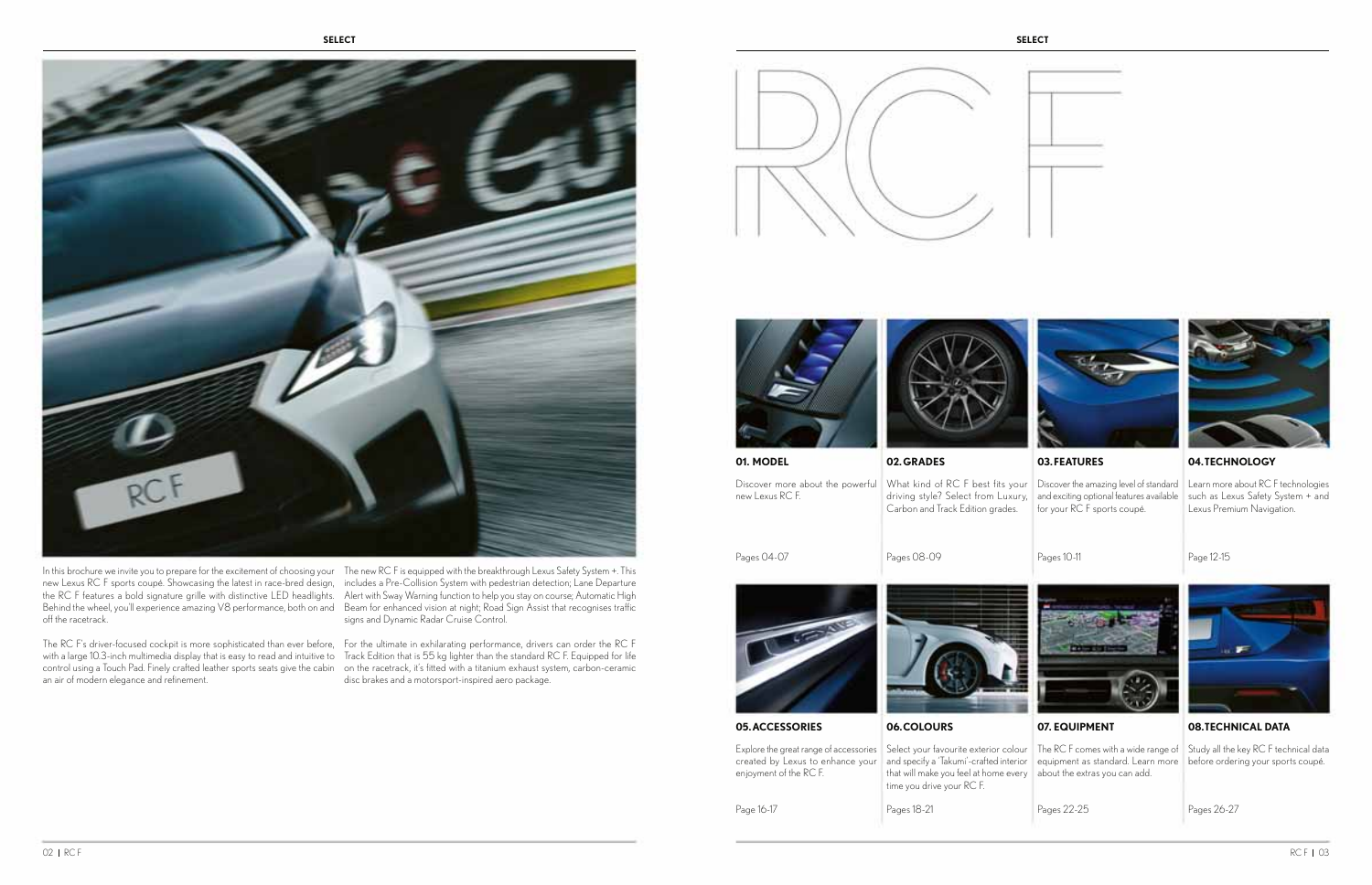In this brochure we invite you to prepare for the excitement of choosing your new Lexus RC F sports coupé. Showcasing the latest in race-bred design, the RC F features a bold signature grille with distinctive LED headlights. Behind the wheel, you'll experience amazing V8 performance, both on and off the racetrack.

The RC F's driver-focused cockpit is more sophisticated than ever before, with a large 10.3-inch multimedia display that is easy to read and intuitive to control using a Touch Pad. Finely crafted leather sports seats give the cabin an air of modern elegance and refinement.

The new RC F is equipped with the breakthrough Lexus Safety System +. This includes a Pre-Collision System with pedestrian detection; Lane Departure Alert with Sway Warning function to help you stay on course; Automatic High Beam for enhanced vision at night; Road Sign Assist that recognises traffic signs and Dynamic Radar Cruise Control.

For the ultimate in exhilarating performance, drivers can order the RC F Track Edition that is 55 kg lighter than the standard RC F. Equipped for life on the racetrack, it's fitted with a titanium exhaust system, carbon-ceramic disc brakes and a motorsport-inspired aero package.

# RC F

### 01. MODEL

Discover more about the powerful new Lexus RC F.

Pages 04-07

### 02. GRADES

What kind of RC F best fits your driving style? Select from Luxury, Carbon and Track Edition grades.

Pages 08-09

### 03. FEATURES

Discover the amazing level of standard and exciting optional features available for your RC F sports coupé.

Pages 10-11

### 04. TECHNOLOGY

Learn more about RC F technologies such as Lexus Safety System + and Lexus Premium Navigation.

Page 12-15

### 05. ACCESSORIES

Explore the great range of accessories created by Lexus to enhance your enjoyment of the RC F.

Page 16-17

### 06. COLOURS

Select your favourite exterior colour and specify a 'Takumi'-crafted interior that will make you feel at home every time you drive your RC F.

Pages 18-21

### 07. EQUIPMENT

The RC F comes with a wide range of equipment as standard. Learn more about the extras you can add.

Pages 22-25

### 08. TECHNICAL DATA

Study all the key RC F technical data before ordering your sports coupé.

Pages 26-27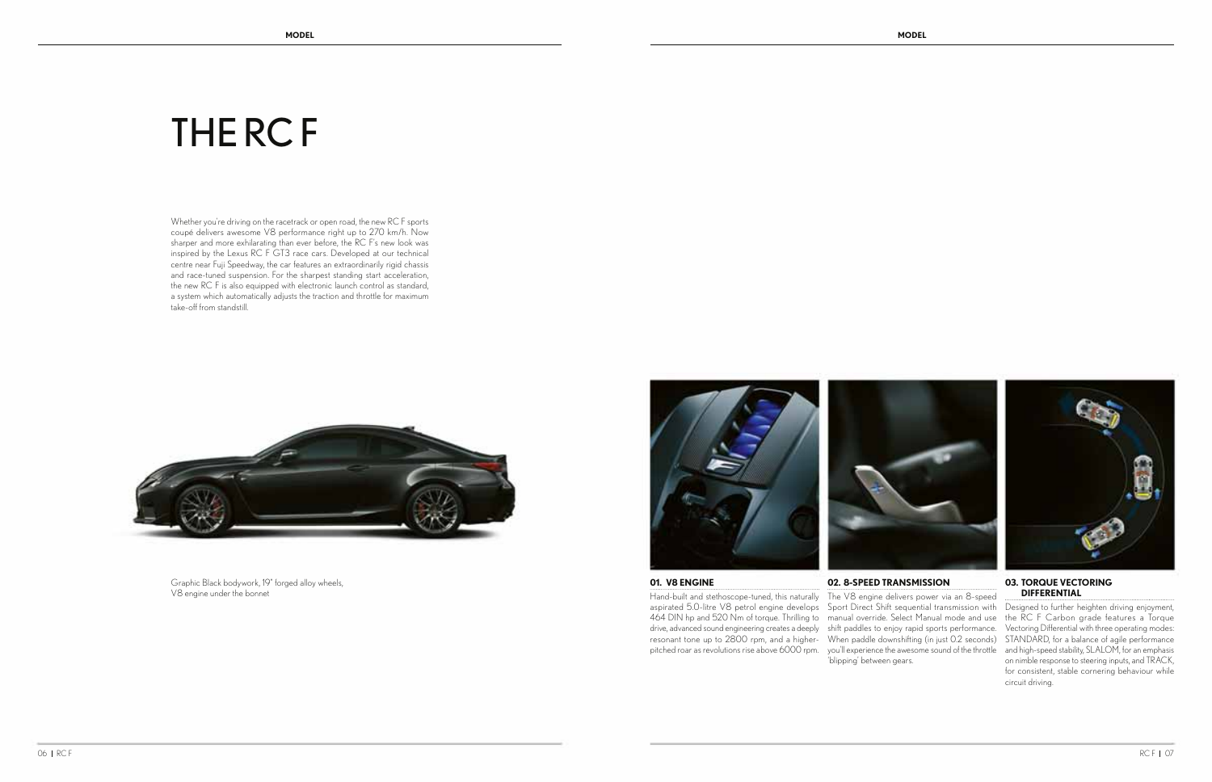# THE RC F

Whether you're driving on the racetrack or open road, the new RC F sports coupé delivers awesome V8 performance right up to 270 km/h. Now sharper and more exhilarating than ever before, the RC F's new look was inspired by the Lexus RC F GT3 race cars. Developed at our technical centre near Fuji Speedway, the car features an extraordinarily rigid chassis and race-tuned suspension. For the sharpest standing start acceleration, the new RC F is also equipped with electronic launch control as standard, a system which automatically adjusts the traction and throttle for maximum take-off from standstill.

Graphic Black bodywork, 19" forged alloy wheels, V8 engine under the bonnet

### 01. V8 ENGINE

Hand-built and stethoscope-tuned, this naturally aspirated 5.0-litre V8 petrol engine develops 464 DIN hp and 520 Nm of torque. Thrilling to drive, advanced sound engineering creates a deeply resonant tone up to 2800 rpm, and a higher-pitched roar as revolutions rise above 6000 rpm.

### 02. 8-SPEED TRANSMISSION

The V8 engine delivers power via an 8-speed Sport Direct Shift sequential transmission with manual override. Select Manual mode and use shift paddles to enjoy rapid sports performance. When paddle downshifting (in just 0.2 seconds) you'll experience the awesome sound of the throttle 'blipping' between gears.

### 03. TORQUE VECTORING DIFFERENTIAL

Designed to further heighten driving enjoyment, the RC F Carbon grade features a Torque Vectoring Differential with three operating modes: STANDARD, for a balance of agile performance and high-speed stability, SLALOM, for an emphasis on nimble response to steering inputs, and TRACK, for consistent, stable cornering behaviour while circuit driving.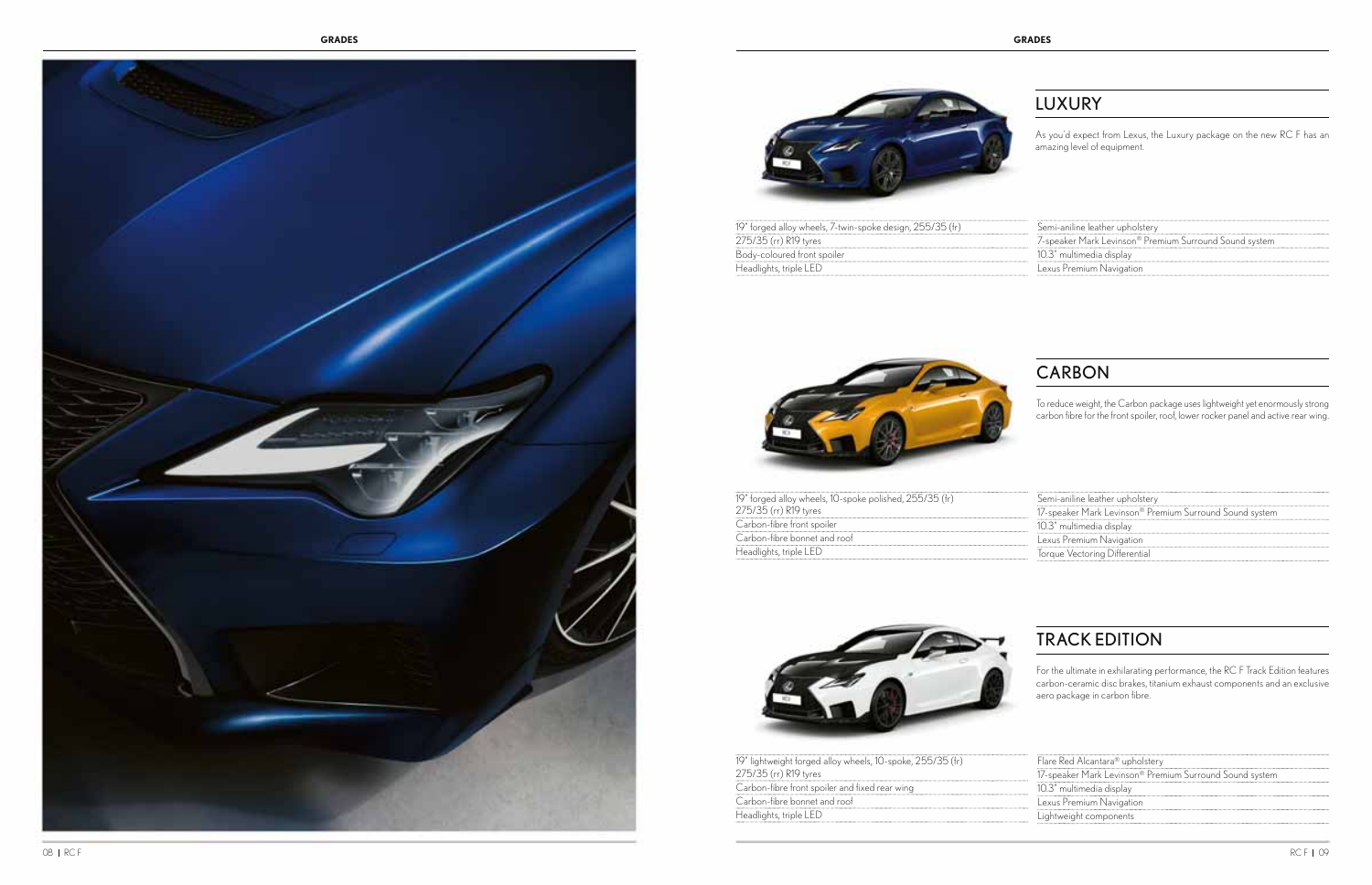## LUXURY

As you'd expect from Lexus, the Luxury package on the new RC F has an amazing level of equipment.

- 19" forged alloy wheels, 7-twin-spoke design, 255/35 (fr) 275/35 (rr) R19 tyres
- Body-coloured front spoiler
- Headlights, triple LED
- Semi-aniline leather upholstery
- 7-speaker Mark Levinson® Premium Surround Sound system
- 10.3" multimedia display
- Lexus Premium Navigation

## CARBON

To reduce weight, the Carbon package uses lightweight yet enormously strong carbon fibre for the front spoiler, roof, lower rocker panel and active rear wing.

- 19" forged alloy wheels, 10-spoke polished, 255/35 (fr) 275/35 (rr) R19 tyres
- Carbon-fibre front spoiler
- Carbon-fibre bonnet and roof
- Headlights, triple LED
- Semi-aniline leather upholstery
- 17-speaker Mark Levinson® Premium Surround Sound system
- 10.3" multimedia display
- Lexus Premium Navigation
- Torque Vectoring Differential

## TRACK EDITION

For the ultimate in exhilarating performance, the RC F Track Edition features carbon-ceramic disc brakes, titanium exhaust components and an exclusive aero package in carbon fibre.

- 19" lightweight forged alloy wheels, 10-spoke, 255/35 (fr) 275/35 (rr) R19 tyres
- Carbon-fibre front spoiler and fixed rear wing
- Carbon-fibre bonnet and roof
- Headlights, triple LED
- Flare Red Alcantara® upholstery
- 17-speaker Mark Levinson® Premium Surround Sound system
- 10.3" multimedia display
- Lexus Premium Navigation
- Lightweight components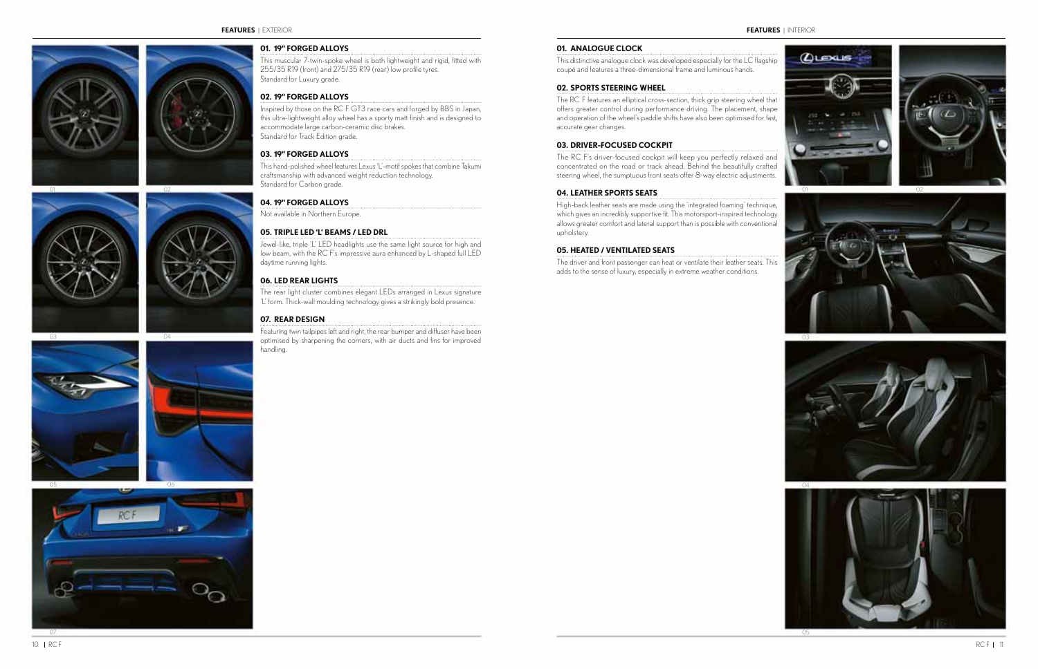## FEATURES | EXTERIOR

### 01. 19" FORGED ALLOYS

This muscular 7-twin-spoke wheel is both lightweight and rigid, fitted with 255/35 R19 (front) and 275/35 R19 (rear) low profile tyres.
Standard for Luxury grade.

### 02. 19" FORGED ALLOYS

Inspired by those on the RC F GT3 race cars and forged by BBS in Japan, this ultra-lightweight alloy wheel has a sporty matt finish and is designed to accommodate large carbon-ceramic disc brakes.
Standard for Track Edition grade.

### 03. 19" FORGED ALLOYS

This hand-polished wheel features Lexus 'L'-motif spokes that combine Takumi craftsmanship with advanced weight reduction technology.
Standard for Carbon grade.

### 04. 19" FORGED ALLOYS

Not available in Northern Europe.

### 05. TRIPLE LED 'L' BEAMS / LED DRL

Jewel-like, triple 'L' LED headlights use the same light source for high and low beam, with the RC F's impressive aura enhanced by L-shaped full LED daytime running lights.

### 06. LED REAR LIGHTS

The rear light cluster combines elegant LEDs arranged in Lexus signature 'L' form. Thick-wall moulding technology gives a strikingly bold presence.

### 07. REAR DESIGN

Featuring twin tailpipes left and right, the rear bumper and diffuser have been optimised by sharpening the corners, with air ducts and fins for improved handling.

## FEATURES | INTERIOR

### 01. ANALOGUE CLOCK

This distinctive analogue clock was developed especially for the LC flagship coupé and features a three-dimensional frame and luminous hands.

### 02. SPORTS STEERING WHEEL

The RC F features an elliptical cross-section, thick grip steering wheel that offers greater control during performance driving. The placement, shape and operation of the wheel's paddle shifts have also been optimised for fast, accurate gear changes.

### 03. DRIVER-FOCUSED COCKPIT

The RC F's driver-focused cockpit will keep you perfectly relaxed and concentrated on the road or track ahead. Behind the beautifully crafted steering wheel, the sumptuous front seats offer 8-way electric adjustments.

### 04. LEATHER SPORTS SEATS

High-back leather seats are made using the 'integrated foaming' technique, which gives an incredibly supportive fit. This motorsport-inspired technology allows greater comfort and lateral support than is possible with conventional upholstery.

### 05. HEATED / VENTILATED SEATS

The driver and front passenger can heat or ventilate their leather seats. This adds to the sense of luxury, especially in extreme weather conditions.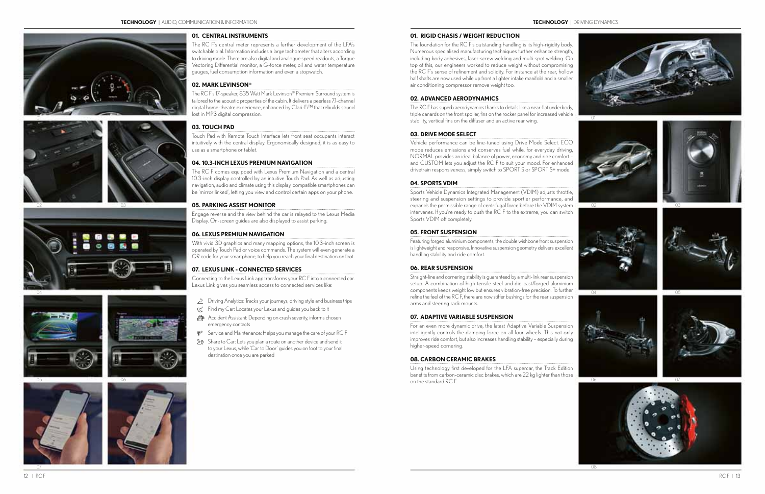## TECHNOLOGY | AUDIO, COMMUNICATION & INFORMATION

### 01. CENTRAL INSTRUMENTS

The RC F's central meter represents a further development of the LFA's switchable dial. Information includes a large tachometer that alters according to driving mode. There are also digital and analogue speed readouts, a Torque Vectoring Differential monitor, a G-force meter, oil and water temperature gauges, fuel consumption information and even a stopwatch.

### 02. MARK LEVINSON®

The RC F's 17-speaker, 835 Watt Mark Levinson® Premium Surround system is tailored to the acoustic properties of the cabin. It delivers a peerless 7.1-channel digital home-theatre experience, enhanced by Clari-Fi™ that rebuilds sound lost in MP3 digital compression.

### 03. TOUCH PAD

Touch Pad with Remote Touch Interface lets front seat occupants interact intuitively with the central display. Ergonomically designed, it is as easy to use as a smartphone or tablet.

### 04. 10.3-INCH LEXUS PREMIUM NAVIGATION

The RC F comes equipped with Lexus Premium Navigation and a central 10.3-inch display controlled by an intuitive Touch Pad. As well as adjusting navigation, audio and climate using this display, compatible smartphones can be 'mirror linked', letting you view and control certain apps on your phone.

### 05. PARKING ASSIST MONITOR

Engage reverse and the view behind the car is relayed to the Lexus Media Display. On-screen guides are also displayed to assist parking.

### 06. LEXUS PREMIUM NAVIGATION

With vivid 3D graphics and many mapping options, the 10.3-inch screen is operated by Touch Pad or voice commands. The system will even generate a QR code for your smartphone, to help you reach your final destination on foot.

### 07. LEXUS LINK - CONNECTED SERVICES

Connecting to the Lexus Link app transforms your RC F into a connected car. Lexus Link gives you seamless access to connected services like:

- Driving Analytics: Tracks your journeys, driving style and business trips
- Find my Car: Locates your Lexus and guides you back to it
- Accident Assistant: Depending on crash severity, informs chosen emergency contacts
- Service and Maintenance: Helps you manage the care of your RC F
- Share to Car: Lets you plan a route on another device and send it to your Lexus, while 'Car to Door' guides you on foot to your final destination once you are parked

## TECHNOLOGY | DRIVING DYNAMICS

### 01. RIGID CHASIS / WEIGHT REDUCTION

The foundation for the RC F's outstanding handling is its high-rigidity body. Numerous specialised manufacturing techniques further enhance strength, including body adhesives, laser-screw welding and multi-spot welding. On top of this, our engineers worked to reduce weight without compromising the RC F's sense of refinement and solidity. For instance at the rear, hollow half shafts are now used while up front a lighter intake manifold and a smaller air conditioning compressor remove weight too.

### 02. ADVANCED AERODYNAMICS

The RC F has superb aerodynamics thanks to details like a near-flat underbody, triple canards on the front spoiler, fins on the rocker panel for increased vehicle stability, vertical fins on the diffuser and an active rear wing.

### 03. DRIVE MODE SELECT

Vehicle performance can be fine-tuned using Drive Mode Select. ECO mode reduces emissions and conserves fuel while, for everyday driving, NORMAL provides an ideal balance of power, economy and ride comfort – and CUSTOM lets you adjust the RC F to suit your mood. For enhanced drivetrain responsiveness, simply switch to SPORT S or SPORT S+ mode.

### 04. SPORTS VDIM

Sports Vehicle Dynamics Integrated Management (VDIM) adjusts throttle, steering and suspension settings to provide sportier performance, and expands the permissible range of centrifugal force before the VDIM system intervenes. If you're ready to push the RC F to the extreme, you can switch Sports VDIM off completely.

### 05. FRONT SUSPENSION

Featuring forged aluminium components, the double wishbone front suspension is lightweight and responsive. Innovative suspension geometry delivers excellent handling stability and ride comfort.

### 06. REAR SUSPENSION

Straight-line and cornering stability is guaranteed by a multi-link rear suspension setup. A combination of high-tensile steel and die-cast/forged aluminium components keeps weight low but ensures vibration-free precision. To further refine the feel of the RC F, there are now stiffer bushings for the rear suspension arms and steering rack mounts.

### 07. ADAPTIVE VARIABLE SUSPENSION

For an even more dynamic drive, the latest Adaptive Variable Suspension intelligently controls the damping force on all four wheels. This not only improves ride comfort, but also increases handling stability – especially during higher-speed cornering.

### 08. CARBON CERAMIC BRAKES

Using technology first developed for the LFA supercar, the Track Edition benefits from carbon-ceramic disc brakes, which are 22 kg lighter than those on the standard RC F.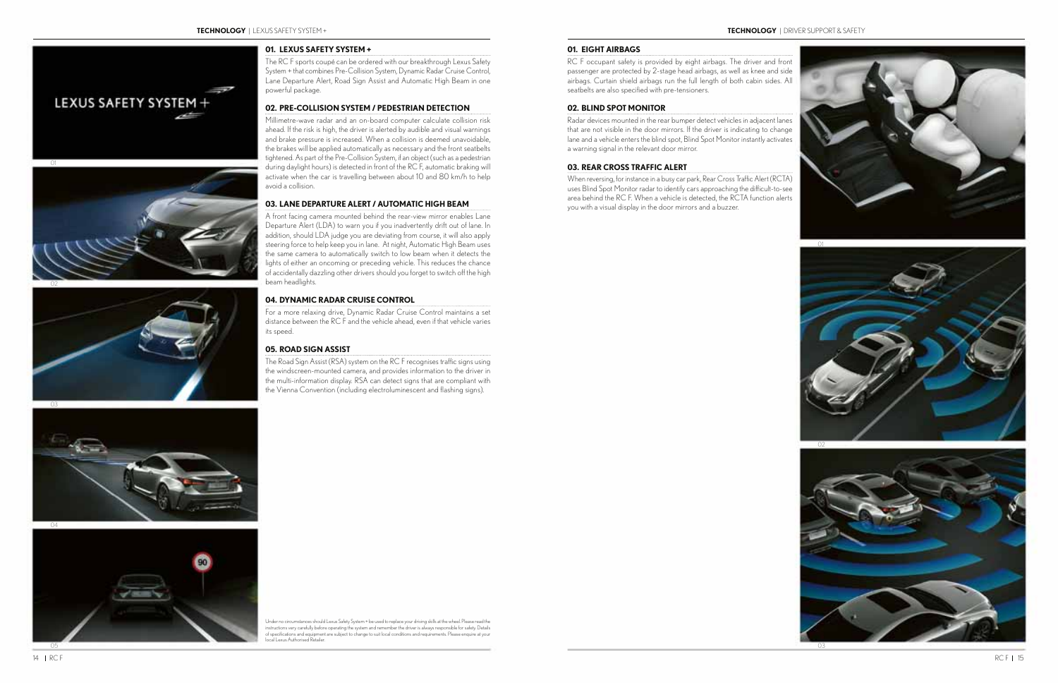## 01. LEXUS SAFETY SYSTEM +

The RC F sports coupé can be ordered with our breakthrough Lexus Safety System + that combines Pre-Collision System, Dynamic Radar Cruise Control, Lane Departure Alert, Road Sign Assist and Automatic High Beam in one powerful package.

## 02. PRE-COLLISION SYSTEM / PEDESTRIAN DETECTION

Millimetre-wave radar and an on-board computer calculate collision risk ahead. If the risk is high, the driver is alerted by audible and visual warnings and brake pressure is increased. When a collision is deemed unavoidable, the brakes will be applied automatically as necessary and the front seatbelts tightened. As part of the Pre-Collision System, if an object (such as a pedestrian during daylight hours) is detected in front of the RC F, automatic braking will activate when the car is travelling between about 10 and 80 km/h to help avoid a collision.

## 03. LANE DEPARTURE ALERT / AUTOMATIC HIGH BEAM

A front facing camera mounted behind the rear-view mirror enables Lane Departure Alert (LDA) to warn you if you inadvertently drift out of lane. In addition, should LDA judge you are deviating from course, it will also apply steering force to help keep you in lane. At night, Automatic High Beam uses the same camera to automatically switch to low beam when it detects the lights of either an oncoming or preceding vehicle. This reduces the chance of accidentally dazzling other drivers should you forget to switch off the high beam headlights.

## 04. DYNAMIC RADAR CRUISE CONTROL

For a more relaxing drive, Dynamic Radar Cruise Control maintains a set distance between the RC F and the vehicle ahead, even if that vehicle varies its speed.

## 05. ROAD SIGN ASSIST

The Road Sign Assist (RSA) system on the RC F recognises traffic signs using the windscreen-mounted camera, and provides information to the driver in the multi-information display. RSA can detect signs that are compliant with the Vienna Convention (including electroluminescent and flashing signs).

Under no circumstances should Lexus Safety System + be used to replace your driving skills at the wheel. Please read the instructions very carefully before operating the system and remember the driver is always responsible for safety. Details of specifications and equipment are subject to change to suit local conditions and requirements. Please enquire at your local Lexus Authorised Retailer.

## 01. EIGHT AIRBAGS

RC F occupant safety is provided by eight airbags. The driver and front passenger are protected by 2-stage head airbags, as well as knee and side airbags. Curtain shield airbags run the full length of both cabin sides. All seatbelts are also specified with pre-tensioners.

## 02. BLIND SPOT MONITOR

Radar devices mounted in the rear bumper detect vehicles in adjacent lanes that are not visible in the door mirrors. If the driver is indicating to change lane and a vehicle enters the blind spot, Blind Spot Monitor instantly activates a warning signal in the relevant door mirror.

## 03. REAR CROSS TRAFFIC ALERT

When reversing, for instance in a busy car park, Rear Cross Traffic Alert (RCTA) uses Blind Spot Monitor radar to identify cars approaching the difficult-to-see area behind the RC F. When a vehicle is detected, the RCTA function alerts you with a visual display in the door mirrors and a buzzer.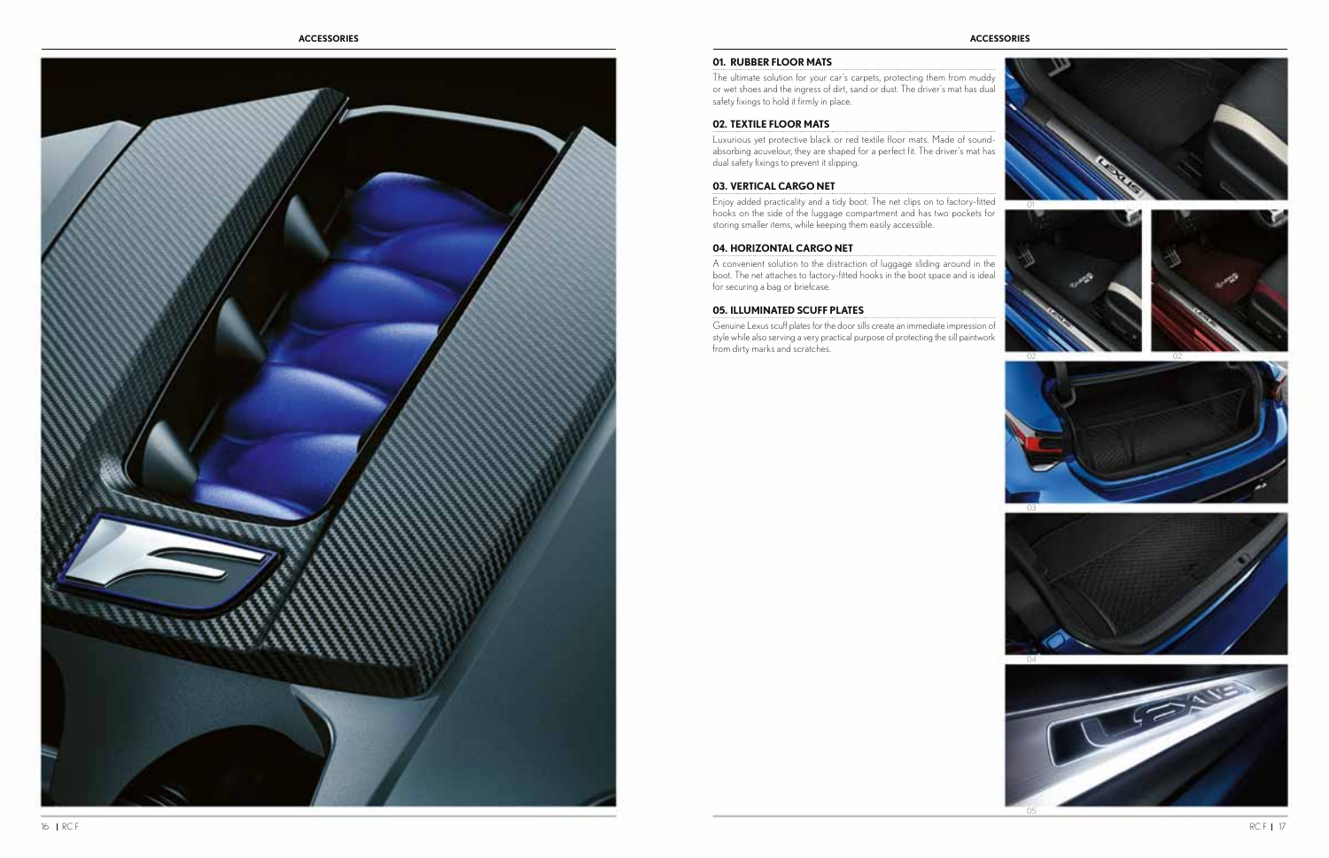# ACCESSORIES

## 01. RUBBER FLOOR MATS

The ultimate solution for your car's carpets, protecting them from muddy or wet shoes and the ingress of dirt, sand or dust. The driver's mat has dual safety fixings to hold it firmly in place.

## 02. TEXTILE FLOOR MATS

Luxurious yet protective black or red textile floor mats. Made of sound-absorbing acuvelour, they are shaped for a perfect fit. The driver's mat has dual safety fixings to prevent it slipping.

## 03. VERTICAL CARGO NET

Enjoy added practicality and a tidy boot. The net clips on to factory-fitted hooks on the side of the luggage compartment and has two pockets for storing smaller items, while keeping them easily accessible.

## 04. HORIZONTAL CARGO NET

A convenient solution to the distraction of luggage sliding around in the boot. The net attaches to factory-fitted hooks in the boot space and is ideal for securing a bag or briefcase.

## 05. ILLUMINATED SCUFF PLATES

Genuine Lexus scuff plates for the door sills create an immediate impression of style while also serving a very practical purpose of protecting the sill paintwork from dirty marks and scratches.

01

02

02

03

04

05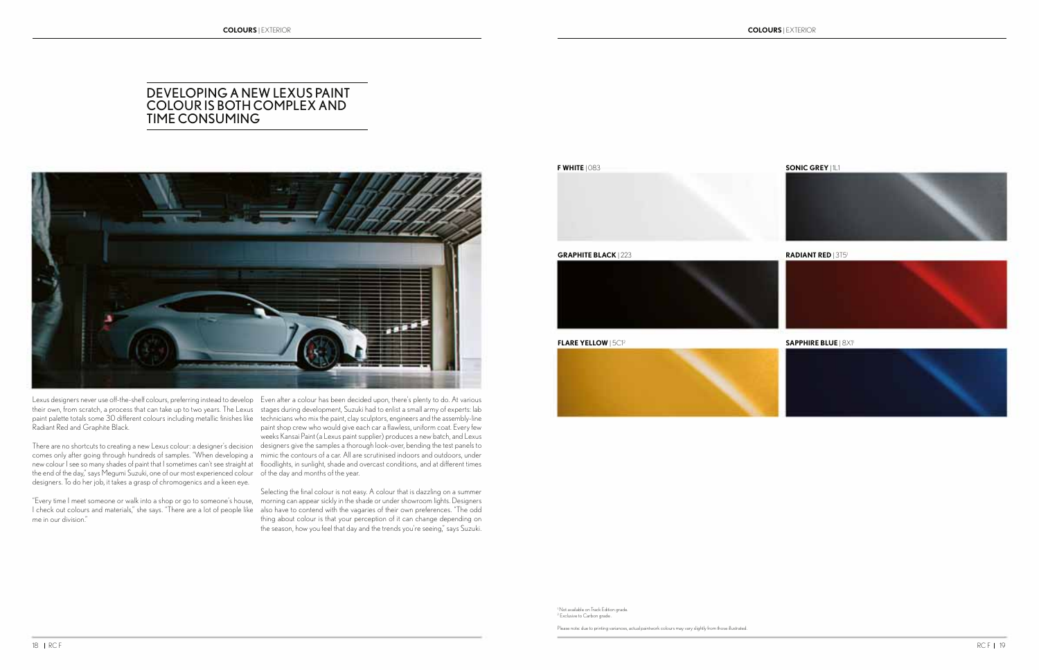# DEVELOPING A NEW LEXUS PAINT COLOUR IS BOTH COMPLEX AND TIME CONSUMING

Lexus designers never use off-the-shelf colours, preferring instead to develop their own, from scratch, a process that can take up to two years. The Lexus paint palette totals some 30 different colours including metallic finishes like Radiant Red and Graphite Black.

There are no shortcuts to creating a new Lexus colour: a designer's decision comes only after going through hundreds of samples. "When developing a new colour I see so many shades of paint that I sometimes can't see straight at the end of the day," says Megumi Suzuki, one of our most experienced colour designers. To do her job, it takes a grasp of chromogenics and a keen eye.

"Every time I meet someone or walk into a shop or go to someone's house, I check out colours and materials," she says. "There are a lot of people like me in our division."

Even after a colour has been decided upon, there's plenty to do. At various stages during development, Suzuki had to enlist a small army of experts: lab technicians who mix the paint, clay sculptors, engineers and the assembly-line paint shop crew who would give each car a flawless, uniform coat. Every few weeks Kansai Paint (a Lexus paint supplier) produces a new batch, and Lexus designers give the samples a thorough look-over, bending the test panels to mimic the contours of a car. All are scrutinised indoors and outdoors, under floodlights, in sunlight, shade and overcast conditions, and at different times of the day and months of the year.

Selecting the final colour is not easy. A colour that is dazzling on a summer morning can appear sickly in the shade or under showroom lights. Designers also have to contend with the vagaries of their own preferences. "The odd thing about colour is that your perception of it can change depending on the season, how you feel that day and the trends you're seeing," says Suzuki.

**F WHITE** | 083

**SONIC GREY** | 1L1

**GRAPHITE BLACK** | 223

**RADIANT RED** | 3T5[1]

**FLARE YELLOW** | 5C1[2]

**SAPPHIRE BLUE** | 8X1[1]

[1] Not available on Track Edition grade.
[2] Exclusive to Carbon grade.

Please note: due to printing variances, actual paintwork colours may vary slightly from those illustrated.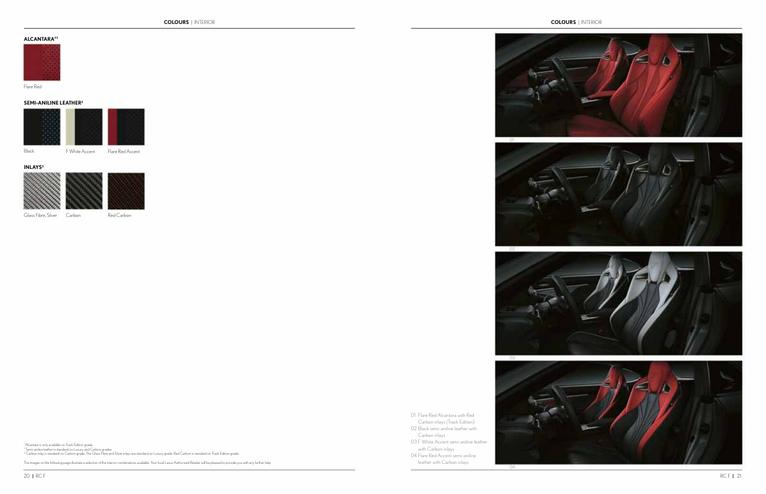## COLOURS | INTERIOR

### ALCANTARA®[1]

Flare Red

### SEMI-ANILINE LEATHER[2]

Black

F White Accent

Flare Red Accent

### INLAYS[3]

Glass Fibre, Silver

Carbon

Red Carbon

[1] Alcantara is only available on Track Edition grade.
[2] Semi-aniline leather is standard on Luxury and Carbon grades.
[3] Carbon inlay is standard on Carbon grade. The Glass Fibre and Silver inlays are standard on Luxury grade. Red Carbon is standard on Track Edition grade.

The images on the following page illustrate a selection of the interior combinations available. Your local Lexus Authorised Retailer will be pleased to provide you with any further help.

01 Flare Red Alcantara with Red Carbon inlays (Track Edition)
02 Black semi-aniline leather with Carbon inlays
03 F White Accent semi-aniline leather with Carbon inlays
04 Flare Red Accent semi-aniline leather with Carbon inlays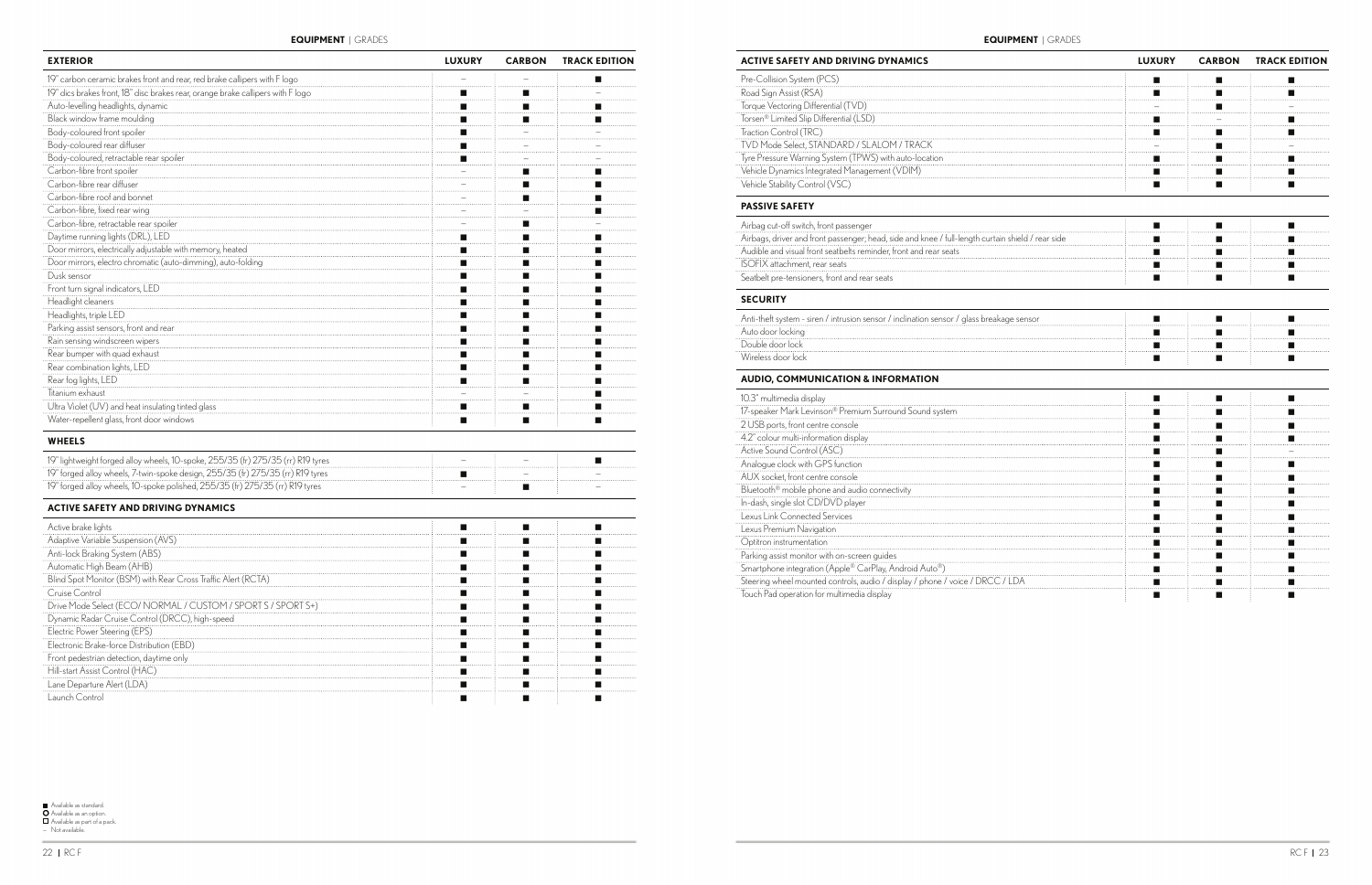# EQUIPMENT | GRADES

| EXTERIOR | LUXURY | CARBON | TRACK EDITION |
|---|---|---|---|
| 19" carbon ceramic brakes front and rear, red brake callipers with F logo | – | – | ■ |
| 19" discs brakes front, 18" disc brakes rear, orange brake callipers with F logo | ■ | ■ | – |
| Auto-levelling headlights, dynamic | ■ | ■ | ■ |
| Black window frame moulding | ■ | ■ | ■ |
| Body-coloured front spoiler | ■ | – | – |
| Body-coloured rear diffuser | ■ | – | – |
| Body-coloured, retractable rear spoiler | ■ | – | – |
| Carbon-fibre front spoiler | – | ■ | ■ |
| Carbon-fibre rear diffuser | – | ■ | ■ |
| Carbon-fibre roof and bonnet | – | ■ | ■ |
| Carbon-fibre, fixed rear wing | – | – | ■ |
| Carbon-fibre, retractable rear spoiler | – | ■ | – |
| Daytime running lights (DRL), LED | ■ | ■ | ■ |
| Door mirrors, electrically adjustable with memory, heated | ■ | ■ | ■ |
| Door mirrors, electro chromatic (auto-dimming), auto-folding | ■ | ■ | ■ |
| Dusk sensor | ■ | ■ | ■ |
| Front turn signal indicators, LED | ■ | ■ | ■ |
| Headlight cleaners | ■ | ■ | ■ |
| Headlights, triple LED | ■ | ■ | ■ |
| Parking assist sensors, front and rear | ■ | ■ | ■ |
| Rain sensing windscreen wipers | ■ | ■ | ■ |
| Rear bumper with quad exhaust | ■ | ■ | ■ |
| Rear combination lights, LED | ■ | ■ | ■ |
| Rear fog lights, LED | ■ | ■ | ■ |
| Titanium exhaust | – | – | ■ |
| Ultra Violet (UV) and heat insulating tinted glass | ■ | ■ | ■ |
| Water-repellent glass, front door windows | ■ | ■ | ■ |

| WHEELS | LUXURY | CARBON | TRACK EDITION |
|---|---|---|---|
| 19" lightweight forged alloy wheels, 10-spoke, 255/35 (fr) 275/35 (rr) R19 tyres | – | – | ■ |
| 19" forged alloy wheels, 7-twin-spoke design, 255/35 (fr) 275/35 (rr) R19 tyres | ■ | – | – |
| 19" forged alloy wheels, 10-spoke polished, 255/35 (fr) 275/35 (rr) R19 tyres | – | ■ | – |

| ACTIVE SAFETY AND DRIVING DYNAMICS | LUXURY | CARBON | TRACK EDITION |
|---|---|---|---|
| Active brake lights | ■ | ■ | ■ |
| Adaptive Variable Suspension (AVS) | ■ | ■ | ■ |
| Anti-lock Braking System (ABS) | ■ | ■ | ■ |
| Automatic High Beam (AHB) | ■ | ■ | ■ |
| Blind Spot Monitor (BSM) with Rear Cross Traffic Alert (RCTA) | ■ | ■ | ■ |
| Cruise Control | ■ | ■ | ■ |
| Drive Mode Select (ECO/ NORMAL / CUSTOM / SPORT S / SPORT S+) | ■ | ■ | ■ |
| Dynamic Radar Cruise Control (DRCC), high-speed | ■ | ■ | ■ |
| Electric Power Steering (EPS) | ■ | ■ | ■ |
| Electronic Brake-force Distribution (EBD) | ■ | ■ | ■ |
| Front pedestrian detection, daytime only | ■ | ■ | ■ |
| Hill-start Assist Control (HAC) | ■ | ■ | ■ |
| Lane Departure Alert (LDA) | ■ | ■ | ■ |
| Launch Control | ■ | ■ | ■ |
| Pre-Collision System (PCS) | ■ | ■ | ■ |
| Road Sign Assist (RSA) | ■ | ■ | ■ |
| Torque Vectoring Differential (TVD) | – | ■ | – |
| Torsen® Limited Slip Differential (LSD) | ■ | – | ■ |
| Traction Control (TRC) | ■ | ■ | ■ |
| TVD Mode Select, STANDARD / SLALOM / TRACK | – | ■ | – |
| Tyre Pressure Warning System (TPWS) with auto-location | ■ | ■ | ■ |
| Vehicle Dynamics Integrated Management (VDIM) | ■ | ■ | ■ |
| Vehicle Stability Control (VSC) | ■ | ■ | ■ |

| PASSIVE SAFETY | LUXURY | CARBON | TRACK EDITION |
|---|---|---|---|
| Airbag cut-off switch, front passenger | ■ | ■ | ■ |
| Airbags, driver and front passenger; head, side and knee / full-length curtain shield / rear side | ■ | ■ | ■ |
| Audible and visual front seatbelts reminder, front and rear seats | ■ | ■ | ■ |
| ISOFIX attachment, rear seats | ■ | ■ | ■ |
| Seatbelt pre-tensioners, front and rear seats | ■ | ■ | ■ |

| SECURITY | LUXURY | CARBON | TRACK EDITION |
|---|---|---|---|
| Anti-theft system - siren / intrusion sensor / inclination sensor / glass breakage sensor | ■ | ■ | ■ |
| Auto door locking | ■ | ■ | ■ |
| Double door lock | ■ | ■ | ■ |
| Wireless door lock | ■ | ■ | ■ |

| AUDIO, COMMUNICATION & INFORMATION | LUXURY | CARBON | TRACK EDITION |
|---|---|---|---|
| 10.3" multimedia display | ■ | ■ | ■ |
| 17-speaker Mark Levinson® Premium Surround Sound system | ■ | ■ | ■ |
| 2 USB ports, front centre console | ■ | ■ | ■ |
| 4.2" colour multi-information display | ■ | ■ | ■ |
| Active Sound Control (ASC) | ■ | ■ | – |
| Analogue clock with GPS function | ■ | ■ | ■ |
| AUX socket, front centre console | ■ | ■ | ■ |
| Bluetooth® mobile phone and audio connectivity | ■ | ■ | ■ |
| In-dash, single slot CD/DVD player | ■ | ■ | ■ |
| Lexus Link Connected Services | ■ | ■ | ■ |
| Lexus Premium Navigation | ■ | ■ | ■ |
| Optitron instrumentation | ■ | ■ | ■ |
| Parking assist monitor with on-screen guides | ■ | ■ | ■ |
| Smartphone integration (Apple® CarPlay, Android Auto®) | ■ | ■ | ■ |
| Steering wheel mounted controls, audio / display / phone / voice / DRCC / LDA | ■ | ■ | ■ |
| Touch Pad operation for multimedia display | ■ | ■ | ■ |

■ Available as standard.
○ Available as an option.
□ Available as part of a pack.
– Not available.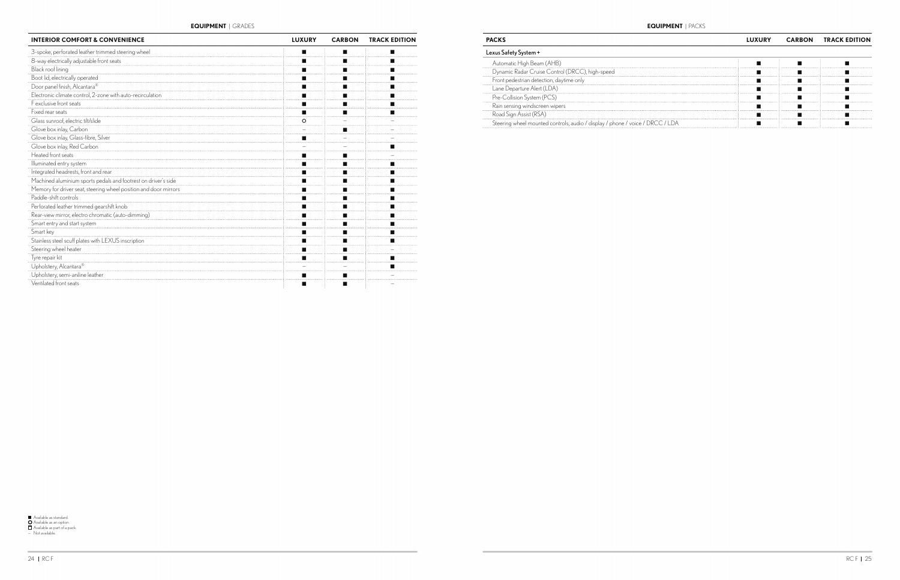**EQUIPMENT** | GRADES

| INTERIOR COMFORT & CONVENIENCE | LUXURY | CARBON | TRACK EDITION |
| --- | --- | --- | --- |
| 3-spoke, perforated leather trimmed steering wheel | ■ | ■ | ■ |
| 8-way electrically adjustable front seats | ■ | ■ | ■ |
| Black roof lining | ■ | ■ | ■ |
| Boot lid, electrically operated | ■ | ■ | ■ |
| Door panel finish, Alcantara® | ■ | ■ | ■ |
| Electronic climate control, 2-zone with auto-recirculation | ■ | ■ | ■ |
| F exclusive front seats | ■ | ■ | ■ |
| Fixed rear seats | ■ | ■ | ■ |
| Glass sunroof, electric tilt/slide | ○ | – | – |
| Glove box inlay, Carbon | – | ■ | – |
| Glove box inlay, Glass-fibre, Silver | ■ | – | – |
| Glove box inlay, Red Carbon | – | – | ■ |
| Heated front seats | ■ | ■ | – |
| Illuminated entry system | ■ | ■ | ■ |
| Integrated headrests, front and rear | ■ | ■ | ■ |
| Machined aluminium sports pedals and footrest on driver's side | ■ | ■ | ■ |
| Memory for driver seat, steering wheel position and door mirrors | ■ | ■ | ■ |
| Paddle-shift controls | ■ | ■ | ■ |
| Perforated leather trimmed gearshift knob | ■ | ■ | ■ |
| Rear-view mirror, electro chromatic (auto-dimming) | ■ | ■ | ■ |
| Smart entry and start system | ■ | ■ | ■ |
| Smart key | ■ | ■ | ■ |
| Stainless steel scuff plates with LEXUS inscription | ■ | ■ | ■ |
| Steering wheel heater | ■ | ■ | – |
| Tyre repair kit | ■ | ■ | ■ |
| Upholstery, Alcantara® | – | – | ■ |
| Upholstery, semi-aniline leather | ■ | ■ | – |
| Ventilated front seats | ■ | ■ | – |

■ Available as standard.
○ Available as an option.
□ Available as part of a pack.
– Not available.

**EQUIPMENT** | PACKS

| PACKS | LUXURY | CARBON | TRACK EDITION |
| --- | --- | --- | --- |
| **Lexus Safety System +** | | | |
| Automatic High Beam (AHB) | ■ | ■ | ■ |
| Dynamic Radar Cruise Control (DRCC), high-speed | ■ | ■ | ■ |
| Front pedestrian detection, daytime only | ■ | ■ | ■ |
| Lane Departure Alert (LDA) | ■ | ■ | ■ |
| Pre-Collision System (PCS) | ■ | ■ | ■ |
| Rain sensing windscreen wipers | ■ | ■ | ■ |
| Road Sign Assist (RSA) | ■ | ■ | ■ |
| Steering wheel mounted controls, audio / display / phone / voice / DRCC / LDA | ■ | ■ | ■ |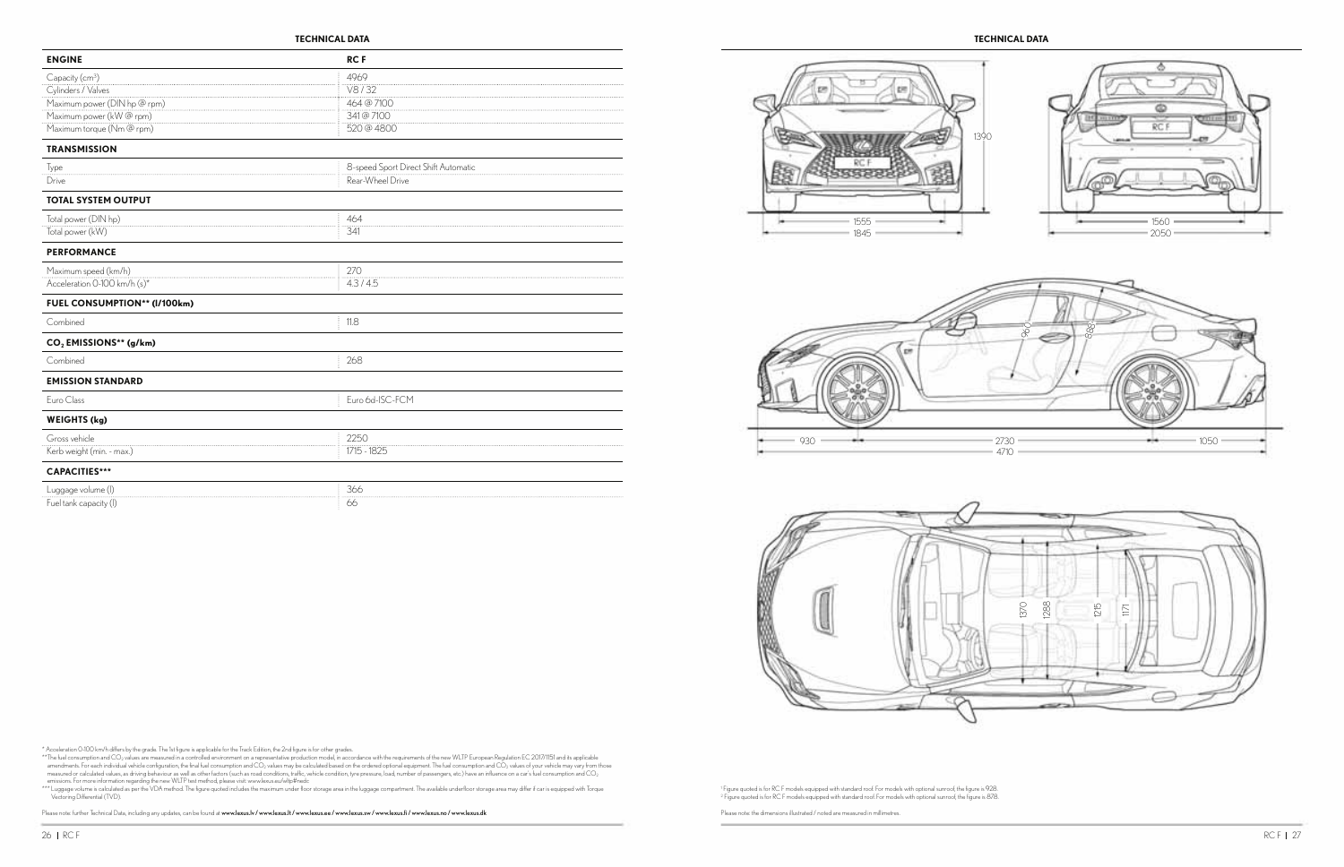## TECHNICAL DATA

| ENGINE | RC F |
|---|---|
| Capacity ($cm^3$) | 4969 |
| Cylinders / Valves | V8 / 32 |
| Maximum power (DIN hp @ rpm) | 464 @ 7100 |
| Maximum power (kW @ rpm) | 341 @ 7100 |
| Maximum torque (Nm @ rpm) | 520 @ 4800 |
| **TRANSMISSION** | |
| Type | 8-speed Sport Direct Shift Automatic |
| Drive | Rear-Wheel Drive |
| **TOTAL SYSTEM OUTPUT** | |
| Total power (DIN hp) | 464 |
| Total power (kW) | 341 |
| **PERFORMANCE** | |
| Maximum speed (km/h) | 270 |
| Acceleration 0-100 km/h (s)* | 4.3 / 4.5 |
| **FUEL CONSUMPTION** (l/100km)** | |
| Combined | 11.8 |
| **$CO_2$ EMISSIONS** (g/km)** | |
| Combined | 268 |
| **EMISSION STANDARD** | |
| Euro Class | Euro 6d-ISC-FCM |
| **WEIGHTS (kg)** | |
| Gross vehicle | 2250 |
| Kerb weight (min. - max.) | 1715 - 1825 |
| **CAPACITIES*** ** | |
| Luggage volume (l) | 366 |
| Fuel tank capacity (l) | 66 |

\* Acceleration 0-100 km/h differs by the grade. The 1st figure is applicable for the Track Edition, the 2nd figure is for other grades.

** The fuel consumption and $CO_2$ values are measured in a controlled environment on a representative production model, in accordance with the requirements of the new WLTP European Regulation EC 2017/1151 and its applicable amendments. For each individual vehicle configuration, the final fuel consumption and $CO_2$ values may be calculated based on the ordered optional equipment. The fuel consumption and $CO_2$ values of your vehicle may vary from those measured or calculated values, as driving behaviour as well as other factors (such as road conditions, traffic, vehicle condition, tyre pressure, load, number of passengers, etc.) have an influence on a car's fuel consumption and $CO_2$ emissions. For more information regarding the new WLTP test method, please visit: www.lexus.eu/wltp#nedc

*** Luggage volume is calculated as per the VDA method. The figure quoted includes the maximum under floor storage area in the luggage compartment. The available underfloor storage area may differ if car is equipped with Torque Vectoring Differential (TVD).

Please note: further Technical Data, including any updates, can be found at **www.lexus.lv / www.lexus.lt / www.lexus.ee / www.lexus.se / www.lexus.fi / www.lexus.no / www.lexus.dk**

## TECHNICAL DATA

1390

1555

1845

1560

2050

960[1]

888[2]

930

2730

1050

4710

1370

1288

1215

1171

[1] Figure quoted is for RC F models equipped with standard roof. For models with optional sunroof, the figure is 928.

[2] Figure quoted is for RC F models equipped with standard roof. For models with optional sunroof, the figure is 878.

Please note: the dimensions illustrated / noted are measured in millimetres.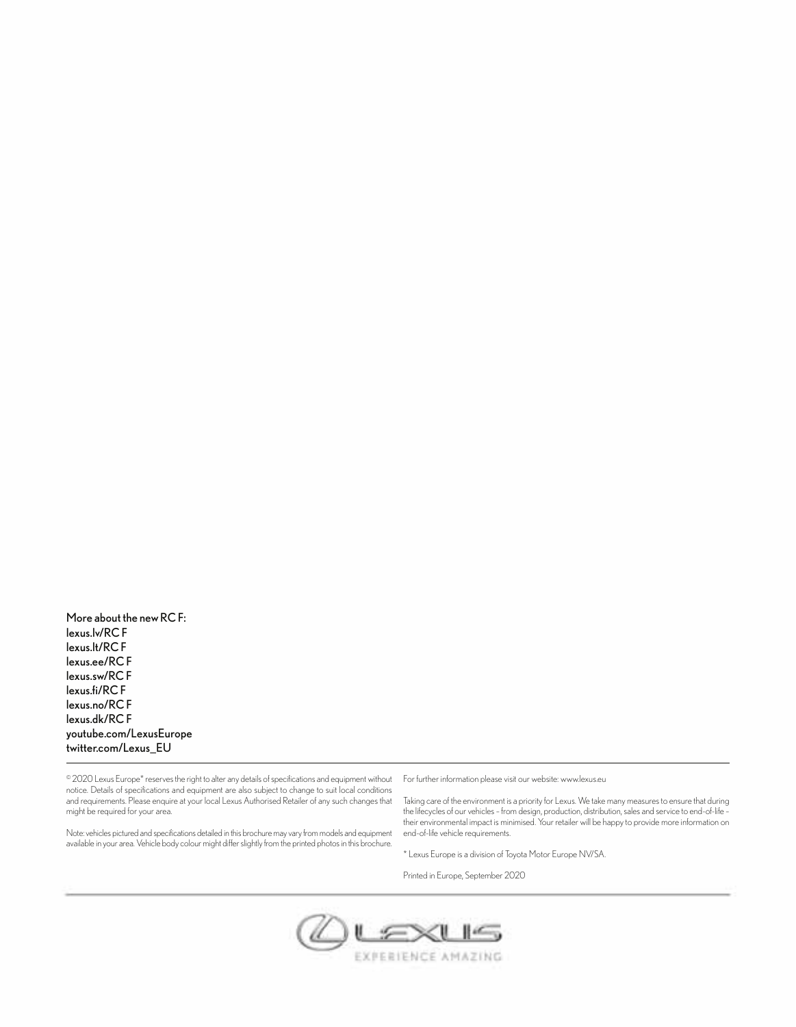**More about the new RC F:**
**lexus.lv/RC F**
**lexus.lt/RC F**
**lexus.ee/RC F**
**lexus.sw/RC F**
**lexus.fi/RC F**
**lexus.no/RC F**
**lexus.dk/RC F**
**youtube.com/LexusEurope**
**twitter.com/Lexus_EU**

© 2020 Lexus Europe* reserves the right to alter any details of specifications and equipment without notice. Details of specifications and equipment are also subject to change to suit local conditions and requirements. Please enquire at your local Lexus Authorised Retailer of any such changes that might be required for your area.

Note: vehicles pictured and specifications detailed in this brochure may vary from models and equipment available in your area. Vehicle body colour might differ slightly from the printed photos in this brochure.

For further information please visit our website: www.lexus.eu

Taking care of the environment is a priority for Lexus. We take many measures to ensure that during the lifecycles of our vehicles – from design, production, distribution, sales and service to end-of-life – their environmental impact is minimised. Your retailer will be happy to provide more information on end-of-life vehicle requirements.

* Lexus Europe is a division of Toyota Motor Europe NV/SA.

Printed in Europe, September 2020

LEXUS
EXPERIENCE AMAZING